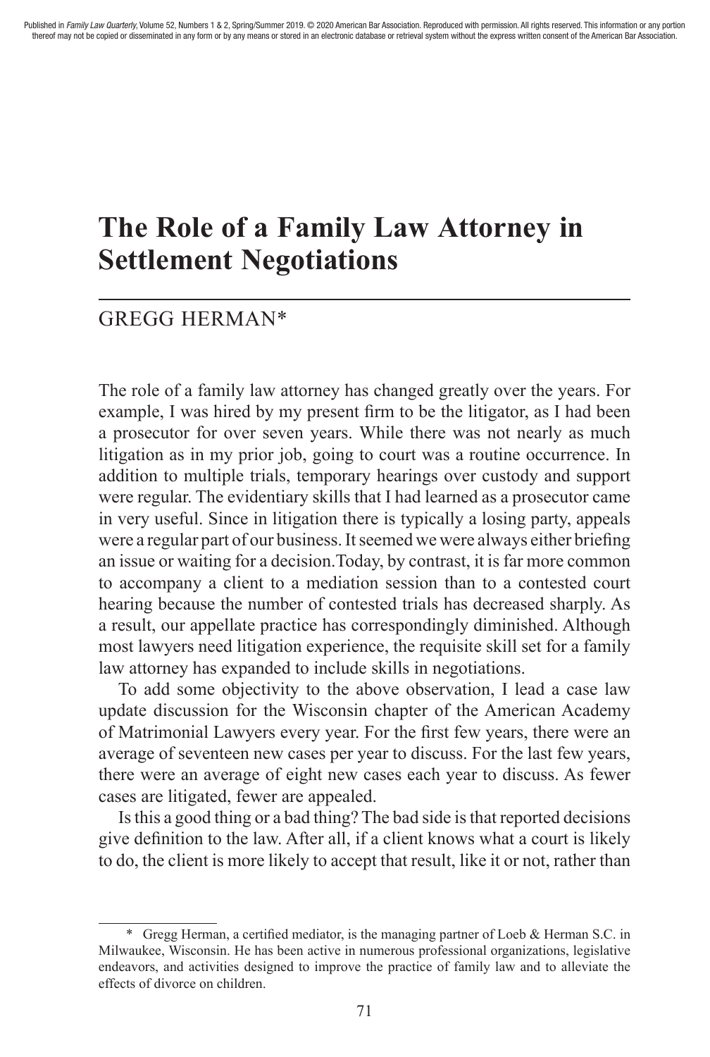# The Role of a Family Law Attorney in Settlement Negotiations

GREGG HERMAN*

The role of a family law attorney has changed greatly over the years. For example, I was hired by my present firm to be the litigator, as I had been a prosecutor for over seven years. While there was not nearly as much litigation as in my prior job, going to court was a routine occurrence. In addition to multiple trials, temporary hearings over custody and support were regular. The evidentiary skills that I had learned as a prosecutor came in very useful. Since in litigation there is typically a losing party, appeals were a regular part of our business. It seemed we were always either briefing an issue or waiting for a decision.Today, by contrast, it is far more common to accompany a client to a mediation session than to a contested court hearing because the number of contested trials has decreased sharply. As a result, our appellate practice has correspondingly diminished. Although most lawyers need litigation experience, the requisite skill set for a family law attorney has expanded to include skills in negotiations.

To add some objectivity to the above observation, I lead a case law update discussion for the Wisconsin chapter of the American Academy of Matrimonial Lawyers every year. For the first few years, there were an average of seventeen new cases per year to discuss. For the last few years, there were an average of eight new cases each year to discuss. As fewer cases are litigated, fewer are appealed.

Is this a good thing or a bad thing? The bad side is that reported decisions give definition to the law. After all, if a client knows what a court is likely to do, the client is more likely to accept that result, like it or not, rather than

---

\* Gregg Herman, a certified mediator, is the managing partner of Loeb & Herman S.C. in Milwaukee, Wisconsin. He has been active in numerous professional organizations, legislative endeavors, and activities designed to improve the practice of family law and to alleviate the effects of divorce on children.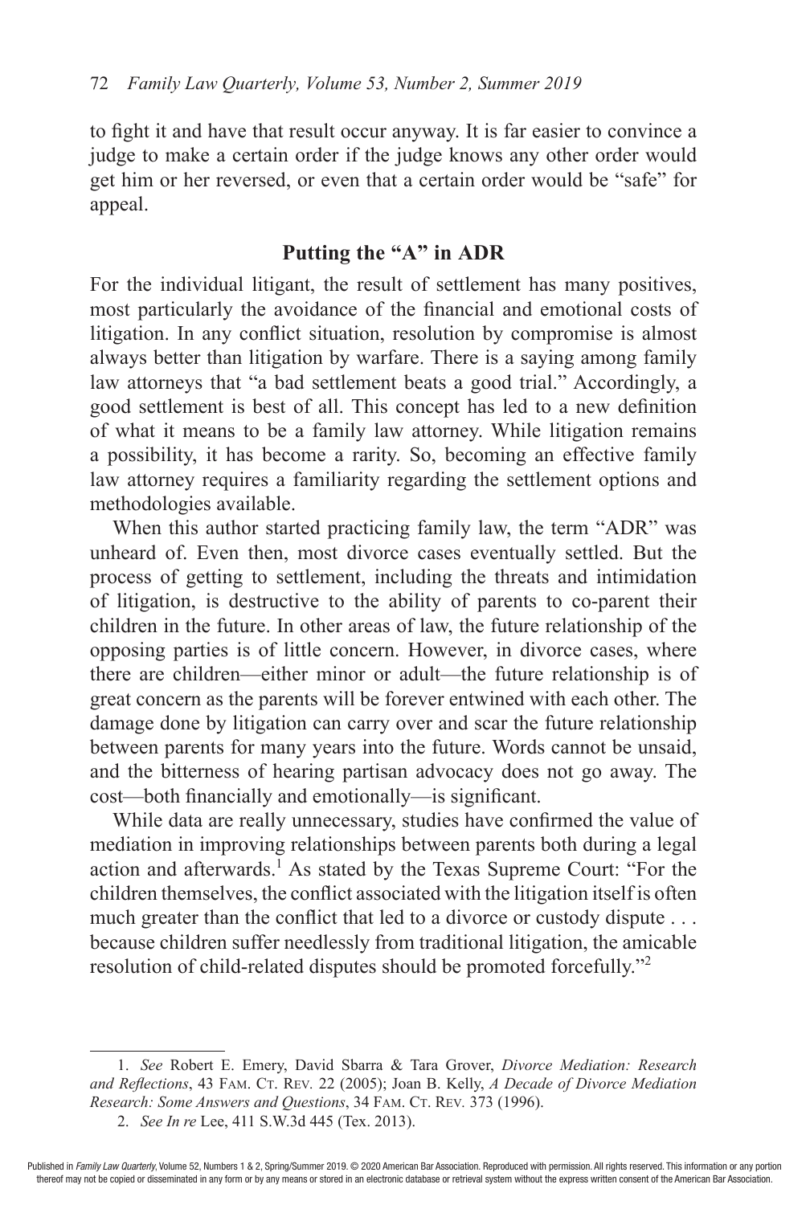to fight it and have that result occur anyway. It is far easier to convince a judge to make a certain order if the judge knows any other order would get him or her reversed, or even that a certain order would be "safe" for appeal.

## Putting the "A" in ADR

For the individual litigant, the result of settlement has many positives, most particularly the avoidance of the financial and emotional costs of litigation. In any conflict situation, resolution by compromise is almost always better than litigation by warfare. There is a saying among family law attorneys that "a bad settlement beats a good trial." Accordingly, a good settlement is best of all. This concept has led to a new definition of what it means to be a family law attorney. While litigation remains a possibility, it has become a rarity. So, becoming an effective family law attorney requires a familiarity regarding the settlement options and methodologies available.

When this author started practicing family law, the term "ADR" was unheard of. Even then, most divorce cases eventually settled. But the process of getting to settlement, including the threats and intimidation of litigation, is destructive to the ability of parents to co-parent their children in the future. In other areas of law, the future relationship of the opposing parties is of little concern. However, in divorce cases, where there are children—either minor or adult—the future relationship is of great concern as the parents will be forever entwined with each other. The damage done by litigation can carry over and scar the future relationship between parents for many years into the future. Words cannot be unsaid, and the bitterness of hearing partisan advocacy does not go away. The cost—both financially and emotionally—is significant.

While data are really unnecessary, studies have confirmed the value of mediation in improving relationships between parents both during a legal action and afterwards.[1] As stated by the Texas Supreme Court: "For the children themselves, the conflict associated with the litigation itself is often much greater than the conflict that led to a divorce or custody dispute . . . because children suffer needlessly from traditional litigation, the amicable resolution of child-related disputes should be promoted forcefully."[2]

---

1. *See* Robert E. Emery, David Sbarra & Tara Grover, *Divorce Mediation: Research and Reflections*, 43 Fam. Ct. Rev. 22 (2005); Joan B. Kelly, *A Decade of Divorce Mediation Research: Some Answers and Questions*, 34 Fam. Ct. Rev. 373 (1996).

2. *See In re* Lee, 411 S.W.3d 445 (Tex. 2013).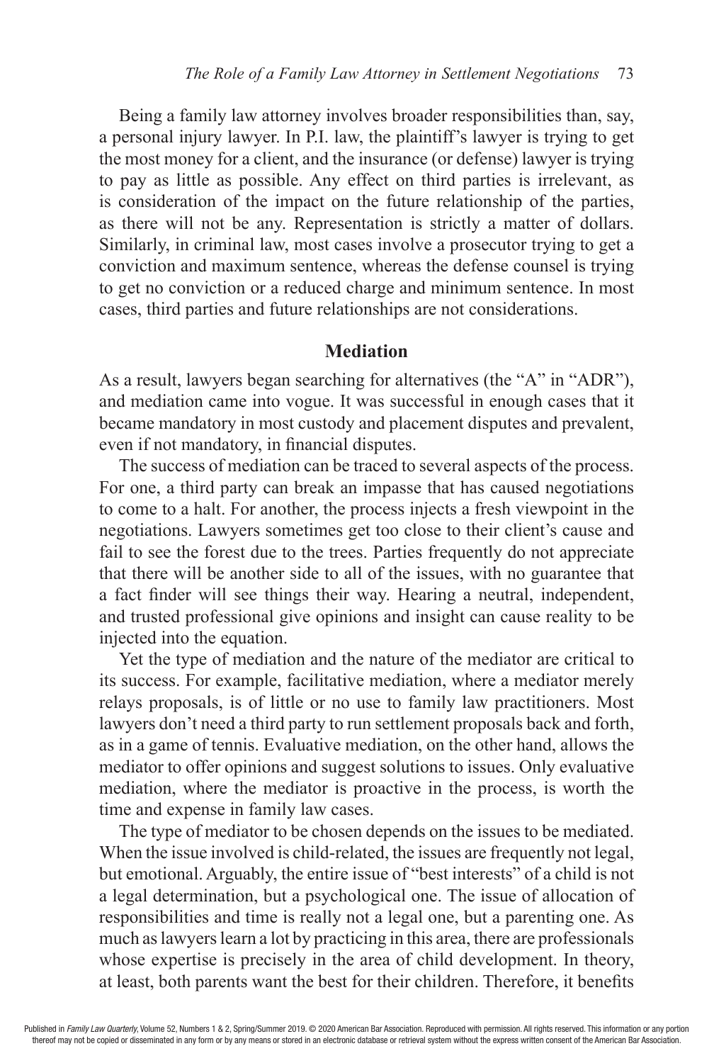Being a family law attorney involves broader responsibilities than, say, a personal injury lawyer. In P.I. law, the plaintiff's lawyer is trying to get the most money for a client, and the insurance (or defense) lawyer is trying to pay as little as possible. Any effect on third parties is irrelevant, as is consideration of the impact on the future relationship of the parties, as there will not be any. Representation is strictly a matter of dollars. Similarly, in criminal law, most cases involve a prosecutor trying to get a conviction and maximum sentence, whereas the defense counsel is trying to get no conviction or a reduced charge and minimum sentence. In most cases, third parties and future relationships are not considerations.

## Mediation

As a result, lawyers began searching for alternatives (the "A" in "ADR"), and mediation came into vogue. It was successful in enough cases that it became mandatory in most custody and placement disputes and prevalent, even if not mandatory, in financial disputes.

The success of mediation can be traced to several aspects of the process. For one, a third party can break an impasse that has caused negotiations to come to a halt. For another, the process injects a fresh viewpoint in the negotiations. Lawyers sometimes get too close to their client's cause and fail to see the forest due to the trees. Parties frequently do not appreciate that there will be another side to all of the issues, with no guarantee that a fact finder will see things their way. Hearing a neutral, independent, and trusted professional give opinions and insight can cause reality to be injected into the equation.

Yet the type of mediation and the nature of the mediator are critical to its success. For example, facilitative mediation, where a mediator merely relays proposals, is of little or no use to family law practitioners. Most lawyers don't need a third party to run settlement proposals back and forth, as in a game of tennis. Evaluative mediation, on the other hand, allows the mediator to offer opinions and suggest solutions to issues. Only evaluative mediation, where the mediator is proactive in the process, is worth the time and expense in family law cases.

The type of mediator to be chosen depends on the issues to be mediated. When the issue involved is child-related, the issues are frequently not legal, but emotional. Arguably, the entire issue of "best interests" of a child is not a legal determination, but a psychological one. The issue of allocation of responsibilities and time is really not a legal one, but a parenting one. As much as lawyers learn a lot by practicing in this area, there are professionals whose expertise is precisely in the area of child development. In theory, at least, both parents want the best for their children. Therefore, it benefits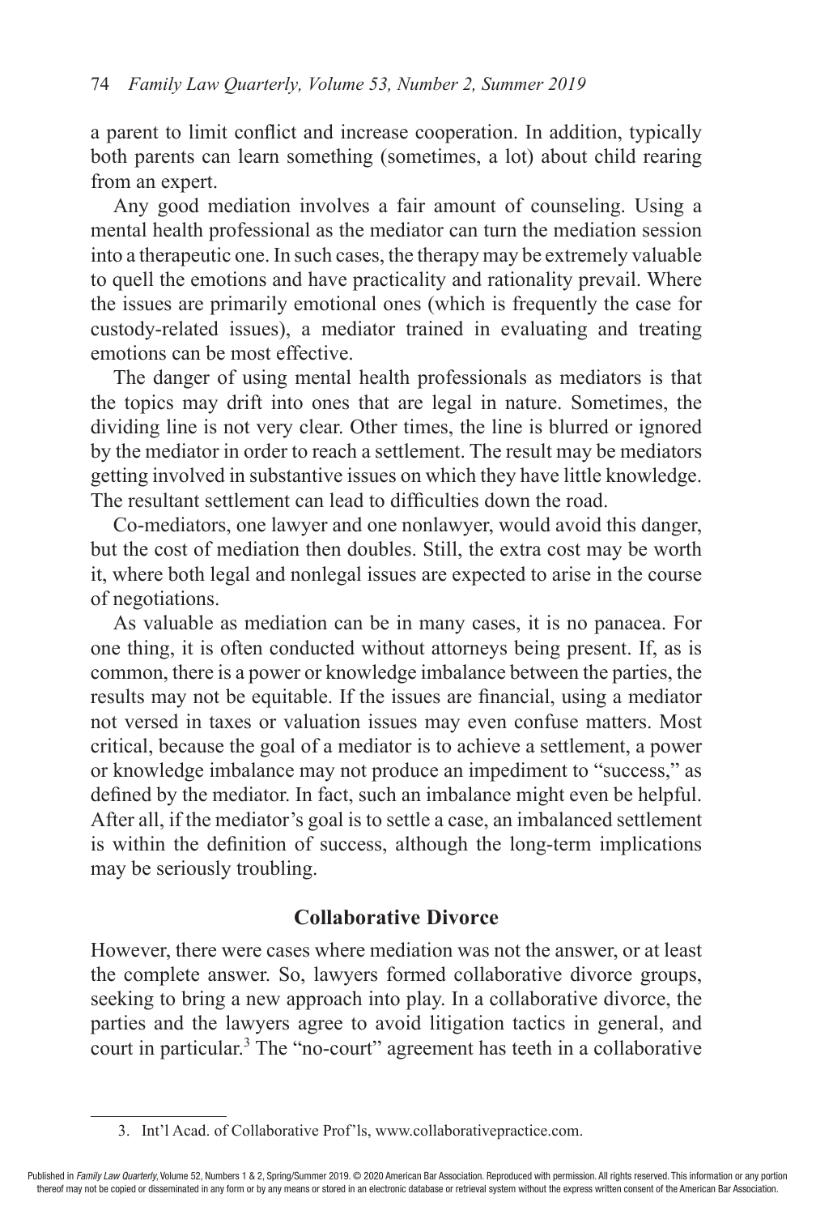a parent to limit conflict and increase cooperation. In addition, typically both parents can learn something (sometimes, a lot) about child rearing from an expert.

Any good mediation involves a fair amount of counseling. Using a mental health professional as the mediator can turn the mediation session into a therapeutic one. In such cases, the therapy may be extremely valuable to quell the emotions and have practicality and rationality prevail. Where the issues are primarily emotional ones (which is frequently the case for custody-related issues), a mediator trained in evaluating and treating emotions can be most effective.

The danger of using mental health professionals as mediators is that the topics may drift into ones that are legal in nature. Sometimes, the dividing line is not very clear. Other times, the line is blurred or ignored by the mediator in order to reach a settlement. The result may be mediators getting involved in substantive issues on which they have little knowledge. The resultant settlement can lead to difficulties down the road.

Co-mediators, one lawyer and one nonlawyer, would avoid this danger, but the cost of mediation then doubles. Still, the extra cost may be worth it, where both legal and nonlegal issues are expected to arise in the course of negotiations.

As valuable as mediation can be in many cases, it is no panacea. For one thing, it is often conducted without attorneys being present. If, as is common, there is a power or knowledge imbalance between the parties, the results may not be equitable. If the issues are financial, using a mediator not versed in taxes or valuation issues may even confuse matters. Most critical, because the goal of a mediator is to achieve a settlement, a power or knowledge imbalance may not produce an impediment to "success," as defined by the mediator. In fact, such an imbalance might even be helpful. After all, if the mediator's goal is to settle a case, an imbalanced settlement is within the definition of success, although the long-term implications may be seriously troubling.

## Collaborative Divorce

However, there were cases where mediation was not the answer, or at least the complete answer. So, lawyers formed collaborative divorce groups, seeking to bring a new approach into play. In a collaborative divorce, the parties and the lawyers agree to avoid litigation tactics in general, and court in particular.[3] The "no-court" agreement has teeth in a collaborative

3. Int'l Acad. of Collaborative Prof'ls, www.collaborativepractice.com.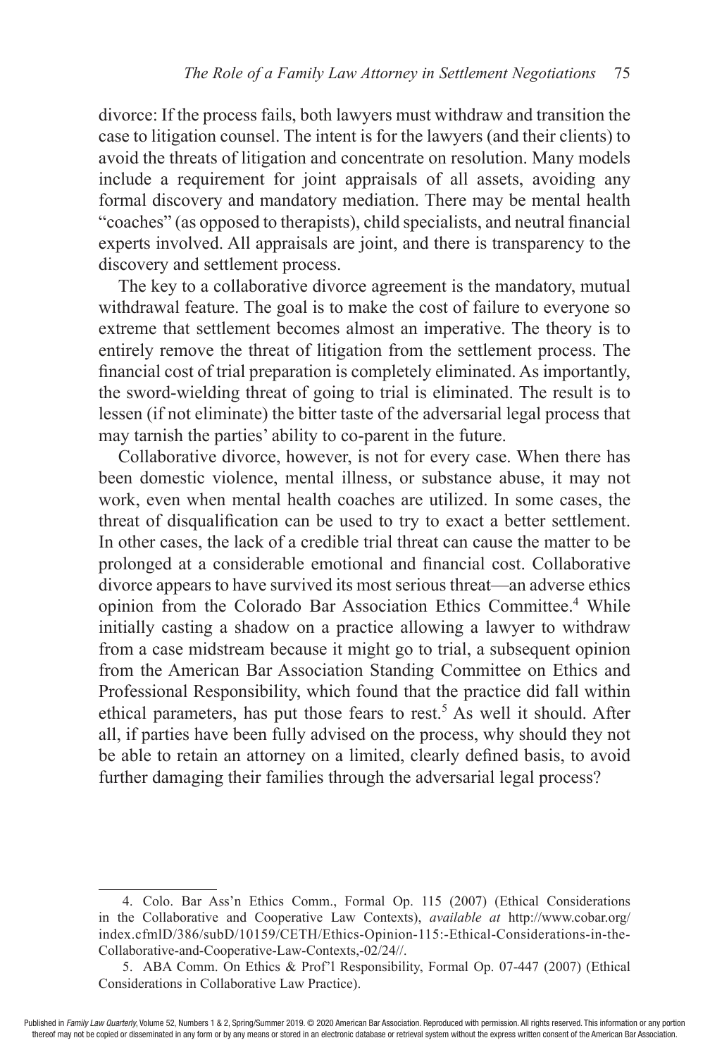divorce: If the process fails, both lawyers must withdraw and transition the case to litigation counsel. The intent is for the lawyers (and their clients) to avoid the threats of litigation and concentrate on resolution. Many models include a requirement for joint appraisals of all assets, avoiding any formal discovery and mandatory mediation. There may be mental health "coaches" (as opposed to therapists), child specialists, and neutral financial experts involved. All appraisals are joint, and there is transparency to the discovery and settlement process.

The key to a collaborative divorce agreement is the mandatory, mutual withdrawal feature. The goal is to make the cost of failure to everyone so extreme that settlement becomes almost an imperative. The theory is to entirely remove the threat of litigation from the settlement process. The financial cost of trial preparation is completely eliminated. As importantly, the sword-wielding threat of going to trial is eliminated. The result is to lessen (if not eliminate) the bitter taste of the adversarial legal process that may tarnish the parties' ability to co-parent in the future.

Collaborative divorce, however, is not for every case. When there has been domestic violence, mental illness, or substance abuse, it may not work, even when mental health coaches are utilized. In some cases, the threat of disqualification can be used to try to exact a better settlement. In other cases, the lack of a credible trial threat can cause the matter to be prolonged at a considerable emotional and financial cost. Collaborative divorce appears to have survived its most serious threat—an adverse ethics opinion from the Colorado Bar Association Ethics Committee.[4] While initially casting a shadow on a practice allowing a lawyer to withdraw from a case midstream because it might go to trial, a subsequent opinion from the American Bar Association Standing Committee on Ethics and Professional Responsibility, which found that the practice did fall within ethical parameters, has put those fears to rest.[5] As well it should. After all, if parties have been fully advised on the process, why should they not be able to retain an attorney on a limited, clearly defined basis, to avoid further damaging their families through the adversarial legal process?

---

4. Colo. Bar Ass'n Ethics Comm., Formal Op. 115 (2007) (Ethical Considerations in the Collaborative and Cooperative Law Contexts), *available at* http://www.cobar.org/index.cfmlD/386/subD/10159/CETH/Ethics-Opinion-115:-Ethical-Considerations-in-the-Collaborative-and-Cooperative-Law-Contexts,-02/24//.

5. ABA Comm. On Ethics & Prof'l Responsibility, Formal Op. 07-447 (2007) (Ethical Considerations in Collaborative Law Practice).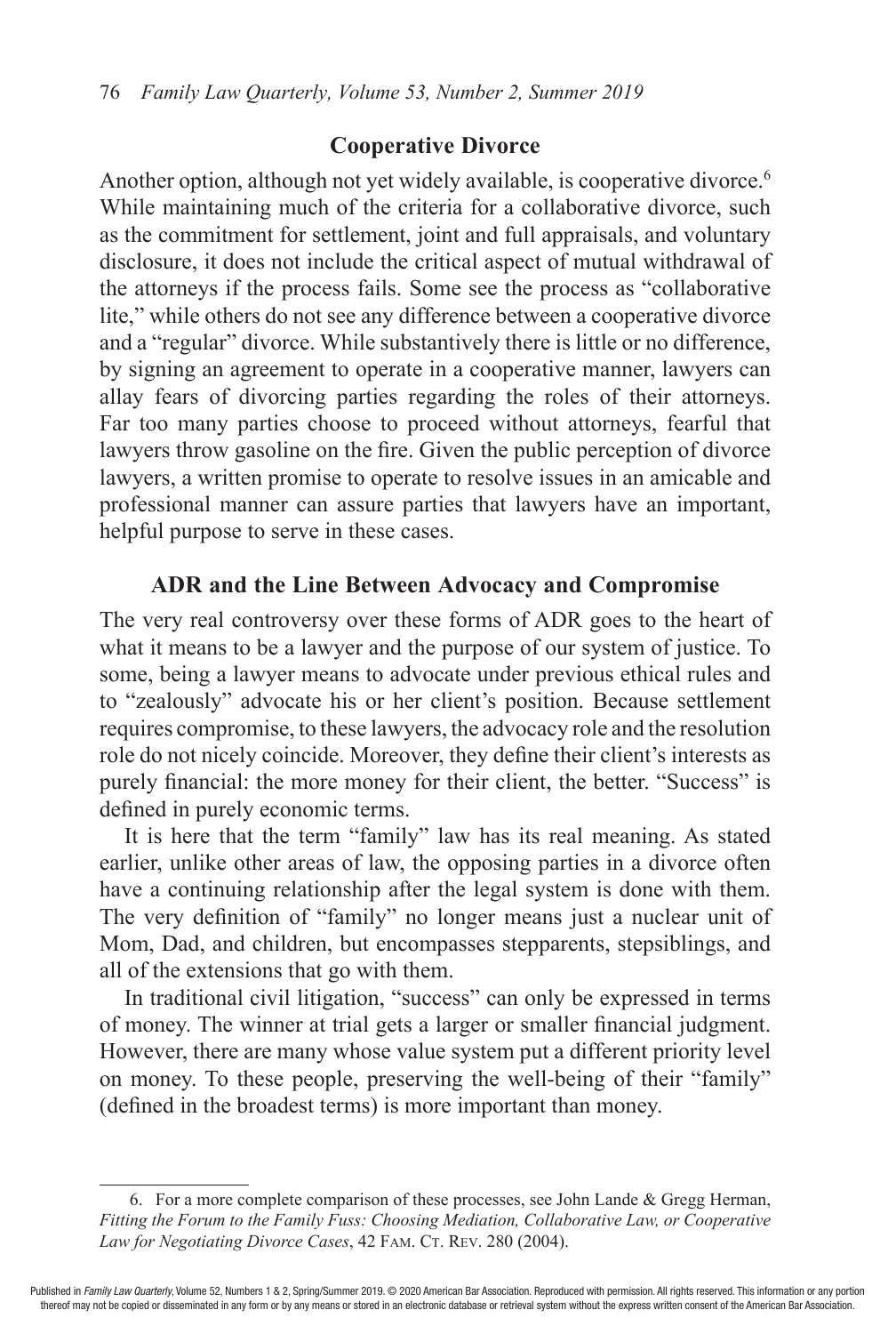## Cooperative Divorce

Another option, although not yet widely available, is cooperative divorce.[6] While maintaining much of the criteria for a collaborative divorce, such as the commitment for settlement, joint and full appraisals, and voluntary disclosure, it does not include the critical aspect of mutual withdrawal of the attorneys if the process fails. Some see the process as "collaborative lite," while others do not see any difference between a cooperative divorce and a "regular" divorce. While substantively there is little or no difference, by signing an agreement to operate in a cooperative manner, lawyers can allay fears of divorcing parties regarding the roles of their attorneys. Far too many parties choose to proceed without attorneys, fearful that lawyers throw gasoline on the fire. Given the public perception of divorce lawyers, a written promise to operate to resolve issues in an amicable and professional manner can assure parties that lawyers have an important, helpful purpose to serve in these cases.

## ADR and the Line Between Advocacy and Compromise

The very real controversy over these forms of ADR goes to the heart of what it means to be a lawyer and the purpose of our system of justice. To some, being a lawyer means to advocate under previous ethical rules and to "zealously" advocate his or her client's position. Because settlement requires compromise, to these lawyers, the advocacy role and the resolution role do not nicely coincide. Moreover, they define their client's interests as purely financial: the more money for their client, the better. "Success" is defined in purely economic terms.

It is here that the term "family" law has its real meaning. As stated earlier, unlike other areas of law, the opposing parties in a divorce often have a continuing relationship after the legal system is done with them. The very definition of "family" no longer means just a nuclear unit of Mom, Dad, and children, but encompasses stepparents, stepsiblings, and all of the extensions that go with them.

In traditional civil litigation, "success" can only be expressed in terms of money. The winner at trial gets a larger or smaller financial judgment. However, there are many whose value system put a different priority level on money. To these people, preserving the well-being of their "family" (defined in the broadest terms) is more important than money.

---

6. For a more complete comparison of these processes, see John Lande & Gregg Herman, *Fitting the Forum to the Family Fuss: Choosing Mediation, Collaborative Law, or Cooperative Law for Negotiating Divorce Cases*, 42 Fam. Ct. Rev. 280 (2004).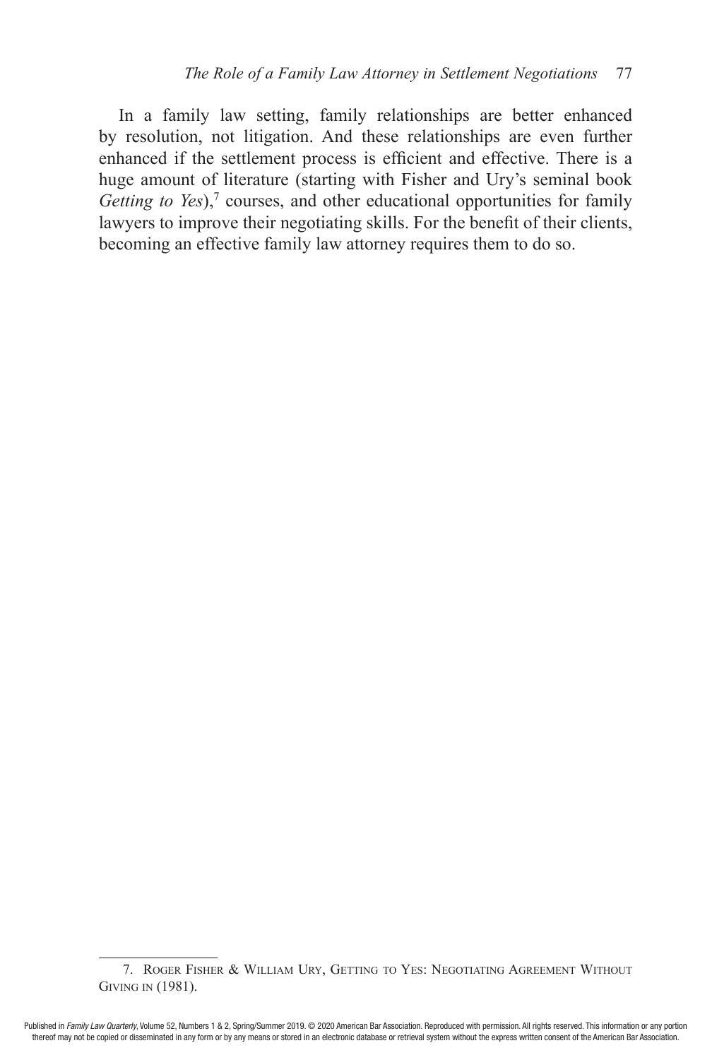In a family law setting, family relationships are better enhanced by resolution, not litigation. And these relationships are even further enhanced if the settlement process is efficient and effective. There is a huge amount of literature (starting with Fisher and Ury's seminal book *Getting to Yes*),[7] courses, and other educational opportunities for family lawyers to improve their negotiating skills. For the benefit of their clients, becoming an effective family law attorney requires them to do so.

---

7. Roger Fisher & William Ury, Getting to Yes: Negotiating Agreement Without Giving in (1981).

Published in *Family Law Quarterly*, Volume 52, Numbers 1 & 2, Spring/Summer 2019. © 2020 American Bar Association. Reproduced with permission. All rights reserved. This information or any portion thereof may not be copied or disseminated in any form or by any means or stored in an electronic database or retrieval system without the express written consent of the American Bar Association.